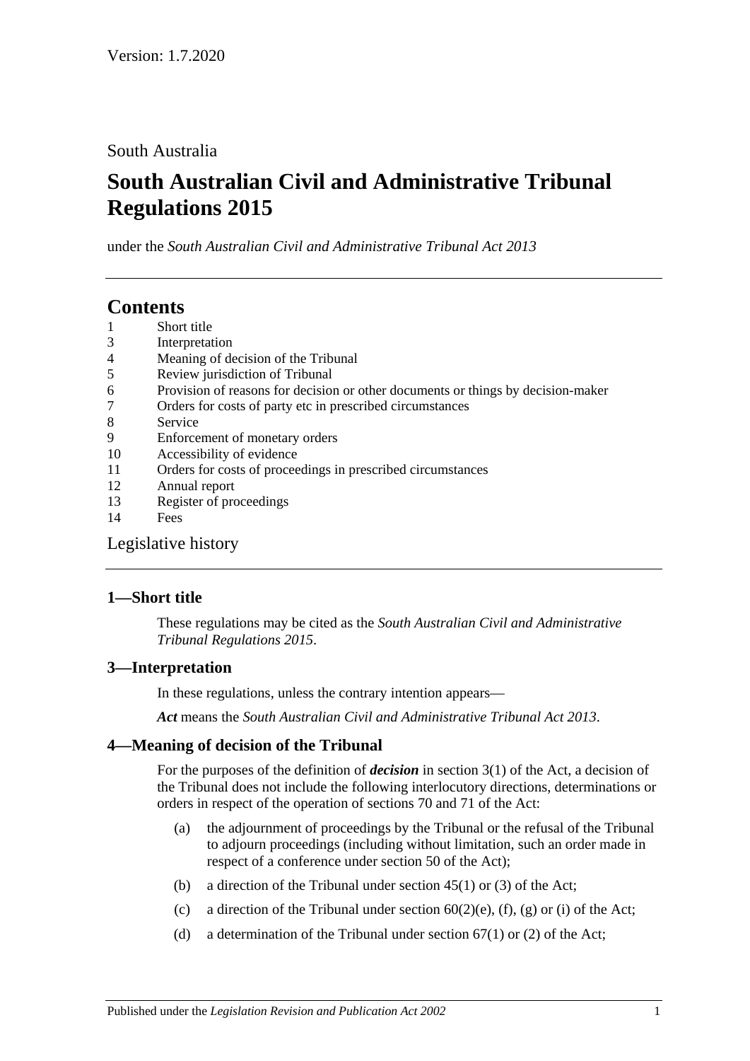Version: 1.7.2020

South Australia

# South Australian Civil and Administrative Tribunal Regulations 2015

under the *South Australian Civil and Administrative Tribunal Act 2013*

## Contents

1 Short title
3 Interpretation
4 Meaning of decision of the Tribunal
5 Review jurisdiction of Tribunal
6 Provision of reasons for decision or other documents or things by decision-maker
7 Orders for costs of party etc in prescribed circumstances
8 Service
9 Enforcement of monetary orders
10 Accessibility of evidence
11 Orders for costs of proceedings in prescribed circumstances
12 Annual report
13 Register of proceedings
14 Fees

Legislative history

### 1—Short title

These regulations may be cited as the *South Australian Civil and Administrative Tribunal Regulations 2015*.

### 3—Interpretation

In these regulations, unless the contrary intention appears—

***Act*** means the *South Australian Civil and Administrative Tribunal Act 2013*.

### 4—Meaning of decision of the Tribunal

For the purposes of the definition of ***decision*** in section 3(1) of the Act, a decision of the Tribunal does not include the following interlocutory directions, determinations or orders in respect of the operation of sections 70 and 71 of the Act:

(a) the adjournment of proceedings by the Tribunal or the refusal of the Tribunal to adjourn proceedings (including without limitation, such an order made in respect of a conference under section 50 of the Act);

(b) a direction of the Tribunal under section 45(1) or (3) of the Act;

(c) a direction of the Tribunal under section 60(2)(e), (f), (g) or (i) of the Act;

(d) a determination of the Tribunal under section 67(1) or (2) of the Act;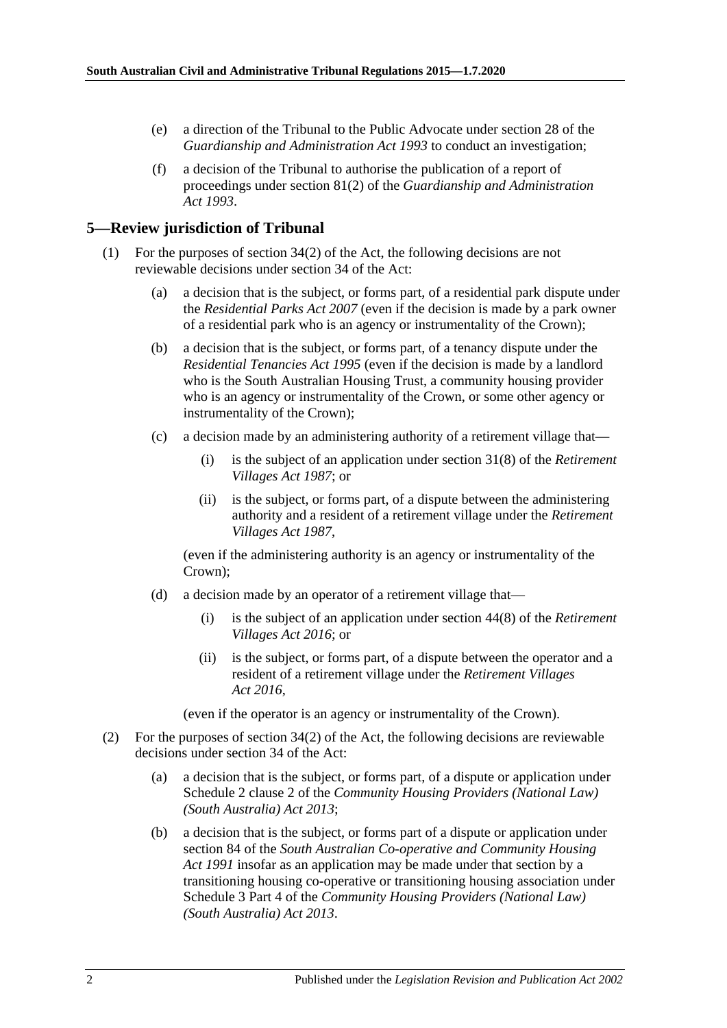(e) a direction of the Tribunal to the Public Advocate under section 28 of the *Guardianship and Administration Act 1993* to conduct an investigation;

(f) a decision of the Tribunal to authorise the publication of a report of proceedings under section 81(2) of the *Guardianship and Administration Act 1993*.

## 5—Review jurisdiction of Tribunal

(1) For the purposes of section 34(2) of the Act, the following decisions are not reviewable decisions under section 34 of the Act:

(a) a decision that is the subject, or forms part, of a residential park dispute under the *Residential Parks Act 2007* (even if the decision is made by a park owner of a residential park who is an agency or instrumentality of the Crown);

(b) a decision that is the subject, or forms part, of a tenancy dispute under the *Residential Tenancies Act 1995* (even if the decision is made by a landlord who is the South Australian Housing Trust, a community housing provider who is an agency or instrumentality of the Crown, or some other agency or instrumentality of the Crown);

(c) a decision made by an administering authority of a retirement village that—

(i) is the subject of an application under section 31(8) of the *Retirement Villages Act 1987*; or

(ii) is the subject, or forms part, of a dispute between the administering authority and a resident of a retirement village under the *Retirement Villages Act 1987*,

(even if the administering authority is an agency or instrumentality of the Crown);

(d) a decision made by an operator of a retirement village that—

(i) is the subject of an application under section 44(8) of the *Retirement Villages Act 2016*; or

(ii) is the subject, or forms part, of a dispute between the operator and a resident of a retirement village under the *Retirement Villages Act 2016*,

(even if the operator is an agency or instrumentality of the Crown).

(2) For the purposes of section 34(2) of the Act, the following decisions are reviewable decisions under section 34 of the Act:

(a) a decision that is the subject, or forms part, of a dispute or application under Schedule 2 clause 2 of the *Community Housing Providers (National Law) (South Australia) Act 2013*;

(b) a decision that is the subject, or forms part of a dispute or application under section 84 of the *South Australian Co-operative and Community Housing Act 1991* insofar as an application may be made under that section by a transitioning housing co-operative or transitioning housing association under Schedule 3 Part 4 of the *Community Housing Providers (National Law) (South Australia) Act 2013*.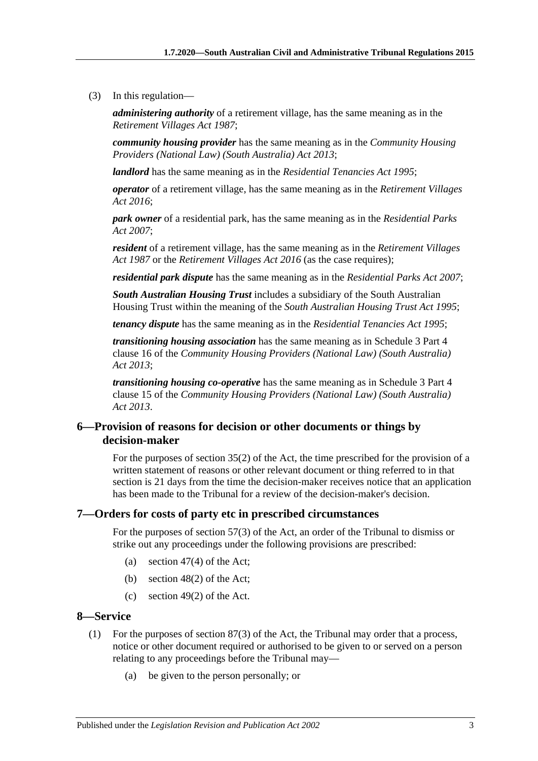(3) In this regulation—

***administering authority*** of a retirement village, has the same meaning as in the *Retirement Villages Act 1987*;

***community housing provider*** has the same meaning as in the *Community Housing Providers (National Law) (South Australia) Act 2013*;

***landlord*** has the same meaning as in the *Residential Tenancies Act 1995*;

***operator*** of a retirement village, has the same meaning as in the *Retirement Villages Act 2016*;

***park owner*** of a residential park, has the same meaning as in the *Residential Parks Act 2007*;

***resident*** of a retirement village, has the same meaning as in the *Retirement Villages Act 1987* or the *Retirement Villages Act 2016* (as the case requires);

***residential park dispute*** has the same meaning as in the *Residential Parks Act 2007*;

***South Australian Housing Trust*** includes a subsidiary of the South Australian Housing Trust within the meaning of the *South Australian Housing Trust Act 1995*;

***tenancy dispute*** has the same meaning as in the *Residential Tenancies Act 1995*;

***transitioning housing association*** has the same meaning as in Schedule 3 Part 4 clause 16 of the *Community Housing Providers (National Law) (South Australia) Act 2013*;

***transitioning housing co-operative*** has the same meaning as in Schedule 3 Part 4 clause 15 of the *Community Housing Providers (National Law) (South Australia) Act 2013*.

## 6—Provision of reasons for decision or other documents or things by decision-maker

For the purposes of section 35(2) of the Act, the time prescribed for the provision of a written statement of reasons or other relevant document or thing referred to in that section is 21 days from the time the decision-maker receives notice that an application has been made to the Tribunal for a review of the decision-maker's decision.

## 7—Orders for costs of party etc in prescribed circumstances

For the purposes of section 57(3) of the Act, an order of the Tribunal to dismiss or strike out any proceedings under the following provisions are prescribed:

(a) section 47(4) of the Act;

(b) section 48(2) of the Act;

(c) section 49(2) of the Act.

## 8—Service

(1) For the purposes of section 87(3) of the Act, the Tribunal may order that a process, notice or other document required or authorised to be given to or served on a person relating to any proceedings before the Tribunal may—

(a) be given to the person personally; or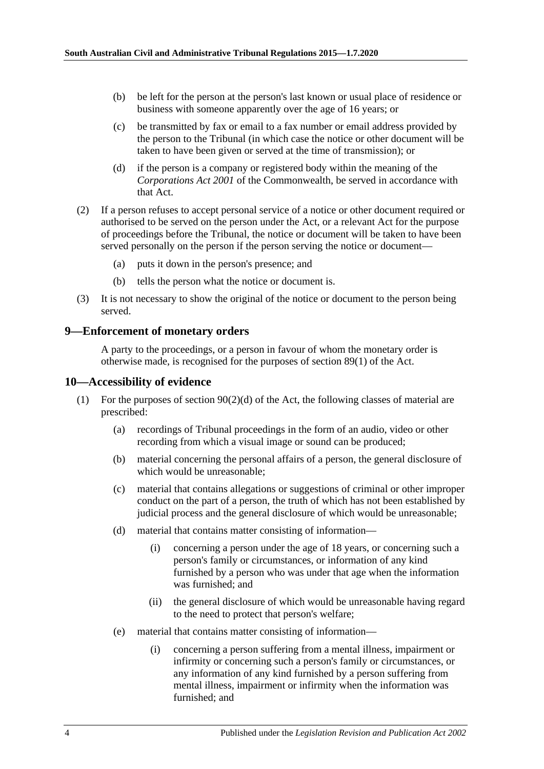(b) be left for the person at the person's last known or usual place of residence or business with someone apparently over the age of 16 years; or

(c) be transmitted by fax or email to a fax number or email address provided by the person to the Tribunal (in which case the notice or other document will be taken to have been given or served at the time of transmission); or

(d) if the person is a company or registered body within the meaning of the *Corporations Act 2001* of the Commonwealth, be served in accordance with that Act.

(2) If a person refuses to accept personal service of a notice or other document required or authorised to be served on the person under the Act, or a relevant Act for the purpose of proceedings before the Tribunal, the notice or document will be taken to have been served personally on the person if the person serving the notice or document—

(a) puts it down in the person's presence; and

(b) tells the person what the notice or document is.

(3) It is not necessary to show the original of the notice or document to the person being served.

## 9—Enforcement of monetary orders

A party to the proceedings, or a person in favour of whom the monetary order is otherwise made, is recognised for the purposes of section 89(1) of the Act.

## 10—Accessibility of evidence

(1) For the purposes of section 90(2)(d) of the Act, the following classes of material are prescribed:

(a) recordings of Tribunal proceedings in the form of an audio, video or other recording from which a visual image or sound can be produced;

(b) material concerning the personal affairs of a person, the general disclosure of which would be unreasonable;

(c) material that contains allegations or suggestions of criminal or other improper conduct on the part of a person, the truth of which has not been established by judicial process and the general disclosure of which would be unreasonable;

(d) material that contains matter consisting of information—

(i) concerning a person under the age of 18 years, or concerning such a person's family or circumstances, or information of any kind furnished by a person who was under that age when the information was furnished; and

(ii) the general disclosure of which would be unreasonable having regard to the need to protect that person's welfare;

(e) material that contains matter consisting of information—

(i) concerning a person suffering from a mental illness, impairment or infirmity or concerning such a person's family or circumstances, or any information of any kind furnished by a person suffering from mental illness, impairment or infirmity when the information was furnished; and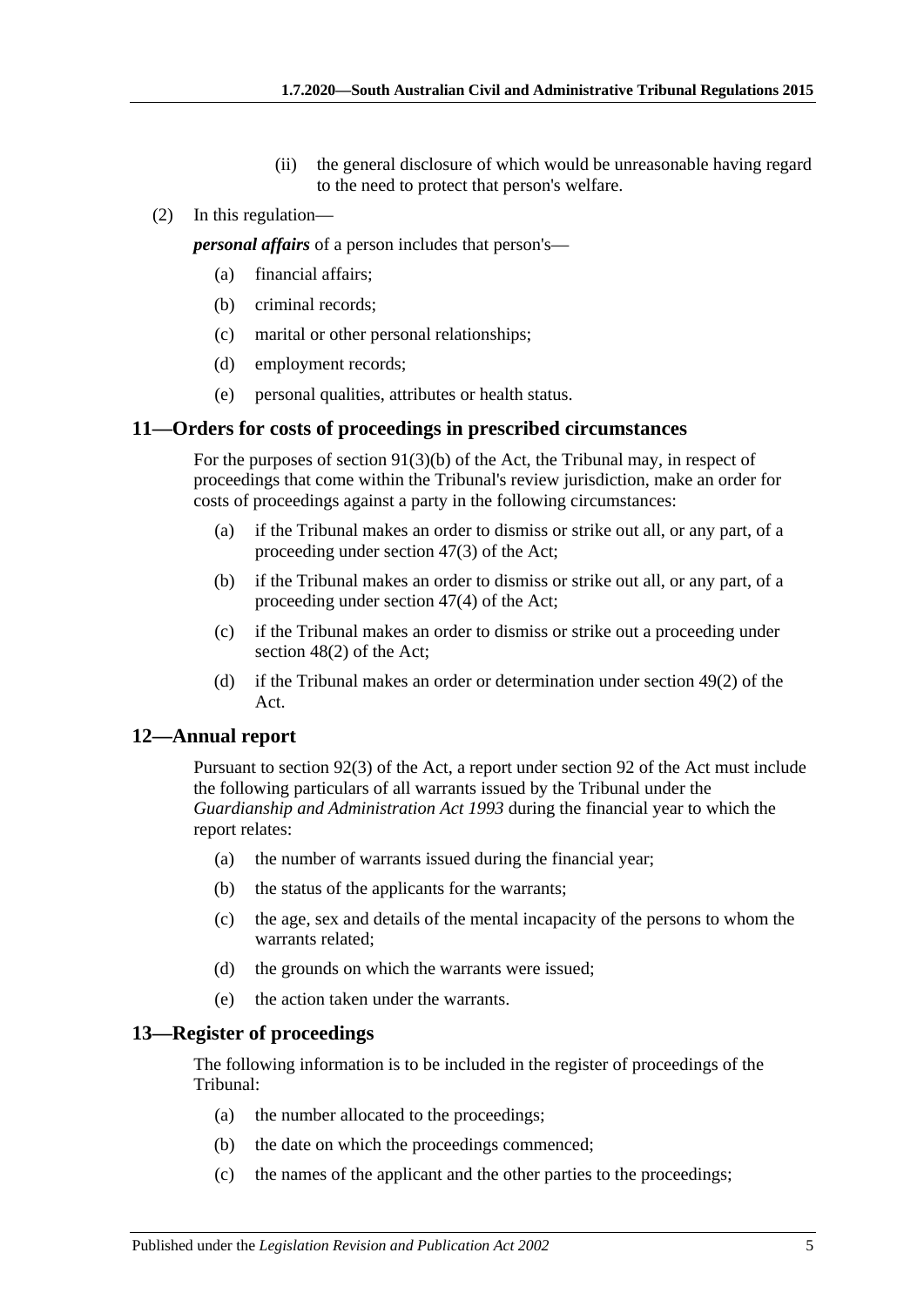(ii) the general disclosure of which would be unreasonable having regard to the need to protect that person's welfare.

(2) In this regulation—

***personal affairs*** of a person includes that person's—

- (a) financial affairs;
- (b) criminal records;
- (c) marital or other personal relationships;
- (d) employment records;
- (e) personal qualities, attributes or health status.

## 11—Orders for costs of proceedings in prescribed circumstances

For the purposes of section 91(3)(b) of the Act, the Tribunal may, in respect of proceedings that come within the Tribunal's review jurisdiction, make an order for costs of proceedings against a party in the following circumstances:

- (a) if the Tribunal makes an order to dismiss or strike out all, or any part, of a proceeding under section 47(3) of the Act;
- (b) if the Tribunal makes an order to dismiss or strike out all, or any part, of a proceeding under section 47(4) of the Act;
- (c) if the Tribunal makes an order to dismiss or strike out a proceeding under section 48(2) of the Act;
- (d) if the Tribunal makes an order or determination under section 49(2) of the Act.

## 12—Annual report

Pursuant to section 92(3) of the Act, a report under section 92 of the Act must include the following particulars of all warrants issued by the Tribunal under the *Guardianship and Administration Act 1993* during the financial year to which the report relates:

- (a) the number of warrants issued during the financial year;
- (b) the status of the applicants for the warrants;
- (c) the age, sex and details of the mental incapacity of the persons to whom the warrants related;
- (d) the grounds on which the warrants were issued;
- (e) the action taken under the warrants.

## 13—Register of proceedings

The following information is to be included in the register of proceedings of the Tribunal:

- (a) the number allocated to the proceedings;
- (b) the date on which the proceedings commenced;
- (c) the names of the applicant and the other parties to the proceedings;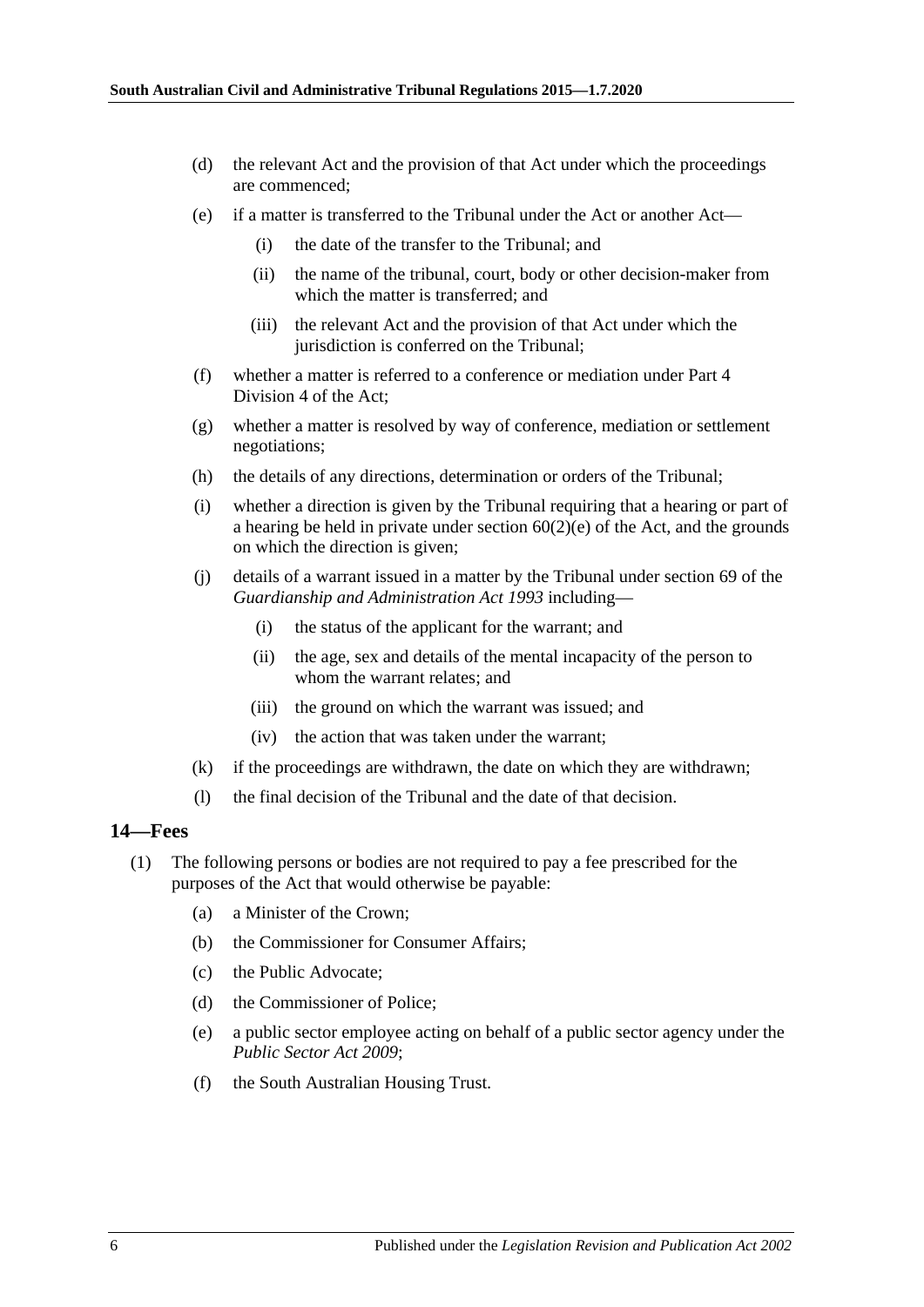(d) the relevant Act and the provision of that Act under which the proceedings are commenced;

(e) if a matter is transferred to the Tribunal under the Act or another Act—

(i) the date of the transfer to the Tribunal; and

(ii) the name of the tribunal, court, body or other decision-maker from which the matter is transferred; and

(iii) the relevant Act and the provision of that Act under which the jurisdiction is conferred on the Tribunal;

(f) whether a matter is referred to a conference or mediation under Part 4 Division 4 of the Act;

(g) whether a matter is resolved by way of conference, mediation or settlement negotiations;

(h) the details of any directions, determination or orders of the Tribunal;

(i) whether a direction is given by the Tribunal requiring that a hearing or part of a hearing be held in private under section 60(2)(e) of the Act, and the grounds on which the direction is given;

(j) details of a warrant issued in a matter by the Tribunal under section 69 of the *Guardianship and Administration Act 1993* including—

(i) the status of the applicant for the warrant; and

(ii) the age, sex and details of the mental incapacity of the person to whom the warrant relates; and

(iii) the ground on which the warrant was issued; and

(iv) the action that was taken under the warrant;

(k) if the proceedings are withdrawn, the date on which they are withdrawn;

(l) the final decision of the Tribunal and the date of that decision.

## 14—Fees

(1) The following persons or bodies are not required to pay a fee prescribed for the purposes of the Act that would otherwise be payable:

(a) a Minister of the Crown;

(b) the Commissioner for Consumer Affairs;

(c) the Public Advocate;

(d) the Commissioner of Police;

(e) a public sector employee acting on behalf of a public sector agency under the *Public Sector Act 2009*;

(f) the South Australian Housing Trust.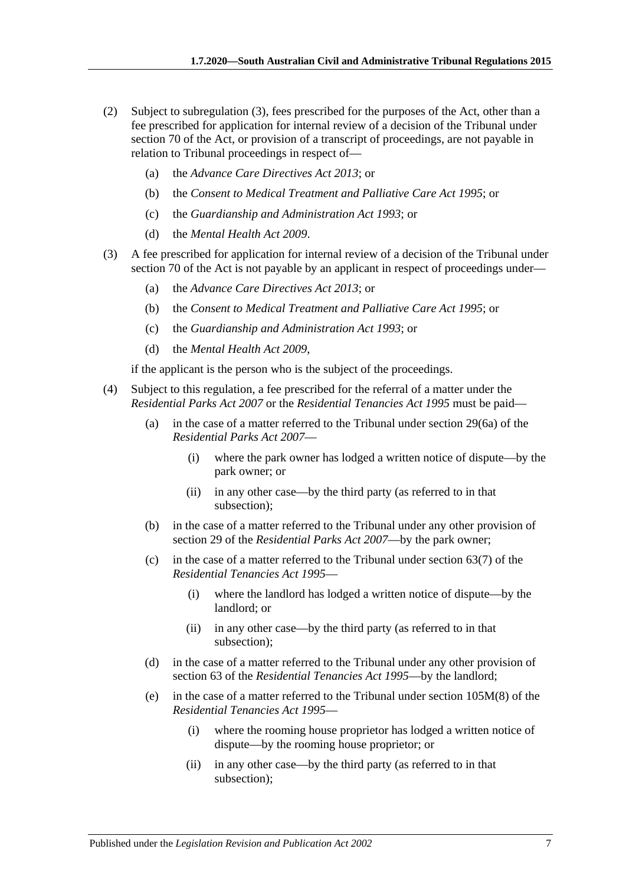(2) Subject to subregulation (3), fees prescribed for the purposes of the Act, other than a fee prescribed for application for internal review of a decision of the Tribunal under section 70 of the Act, or provision of a transcript of proceedings, are not payable in relation to Tribunal proceedings in respect of—

   (a) the *Advance Care Directives Act 2013*; or

   (b) the *Consent to Medical Treatment and Palliative Care Act 1995*; or

   (c) the *Guardianship and Administration Act 1993*; or

   (d) the *Mental Health Act 2009*.

(3) A fee prescribed for application for internal review of a decision of the Tribunal under section 70 of the Act is not payable by an applicant in respect of proceedings under—

   (a) the *Advance Care Directives Act 2013*; or

   (b) the *Consent to Medical Treatment and Palliative Care Act 1995*; or

   (c) the *Guardianship and Administration Act 1993*; or

   (d) the *Mental Health Act 2009*,

   if the applicant is the person who is the subject of the proceedings.

(4) Subject to this regulation, a fee prescribed for the referral of a matter under the *Residential Parks Act 2007* or the *Residential Tenancies Act 1995* must be paid—

   (a) in the case of a matter referred to the Tribunal under section 29(6a) of the *Residential Parks Act 2007*—

      (i) where the park owner has lodged a written notice of dispute—by the park owner; or

      (ii) in any other case—by the third party (as referred to in that subsection);

   (b) in the case of a matter referred to the Tribunal under any other provision of section 29 of the *Residential Parks Act 2007*—by the park owner;

   (c) in the case of a matter referred to the Tribunal under section 63(7) of the *Residential Tenancies Act 1995*—

      (i) where the landlord has lodged a written notice of dispute—by the landlord; or

      (ii) in any other case—by the third party (as referred to in that subsection);

   (d) in the case of a matter referred to the Tribunal under any other provision of section 63 of the *Residential Tenancies Act 1995*—by the landlord;

   (e) in the case of a matter referred to the Tribunal under section 105M(8) of the *Residential Tenancies Act 1995*—

      (i) where the rooming house proprietor has lodged a written notice of dispute—by the rooming house proprietor; or

      (ii) in any other case—by the third party (as referred to in that subsection);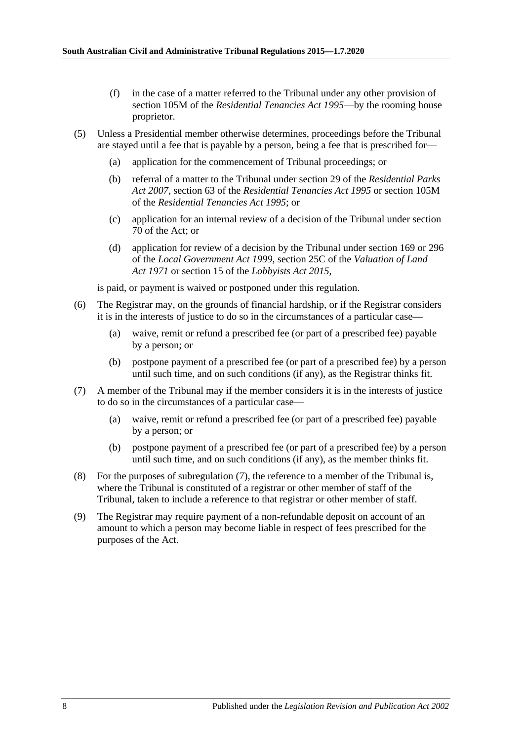(f) in the case of a matter referred to the Tribunal under any other provision of section 105M of the *Residential Tenancies Act 1995*—by the rooming house proprietor.

(5) Unless a Presidential member otherwise determines, proceedings before the Tribunal are stayed until a fee that is payable by a person, being a fee that is prescribed for—

(a) application for the commencement of Tribunal proceedings; or

(b) referral of a matter to the Tribunal under section 29 of the *Residential Parks Act 2007*, section 63 of the *Residential Tenancies Act 1995* or section 105M of the *Residential Tenancies Act 1995*; or

(c) application for an internal review of a decision of the Tribunal under section 70 of the Act; or

(d) application for review of a decision by the Tribunal under section 169 or 296 of the *Local Government Act 1999*, section 25C of the *Valuation of Land Act 1971* or section 15 of the *Lobbyists Act 2015*,

is paid, or payment is waived or postponed under this regulation.

(6) The Registrar may, on the grounds of financial hardship, or if the Registrar considers it is in the interests of justice to do so in the circumstances of a particular case—

(a) waive, remit or refund a prescribed fee (or part of a prescribed fee) payable by a person; or

(b) postpone payment of a prescribed fee (or part of a prescribed fee) by a person until such time, and on such conditions (if any), as the Registrar thinks fit.

(7) A member of the Tribunal may if the member considers it is in the interests of justice to do so in the circumstances of a particular case—

(a) waive, remit or refund a prescribed fee (or part of a prescribed fee) payable by a person; or

(b) postpone payment of a prescribed fee (or part of a prescribed fee) by a person until such time, and on such conditions (if any), as the member thinks fit.

(8) For the purposes of subregulation (7), the reference to a member of the Tribunal is, where the Tribunal is constituted of a registrar or other member of staff of the Tribunal, taken to include a reference to that registrar or other member of staff.

(9) The Registrar may require payment of a non-refundable deposit on account of an amount to which a person may become liable in respect of fees prescribed for the purposes of the Act.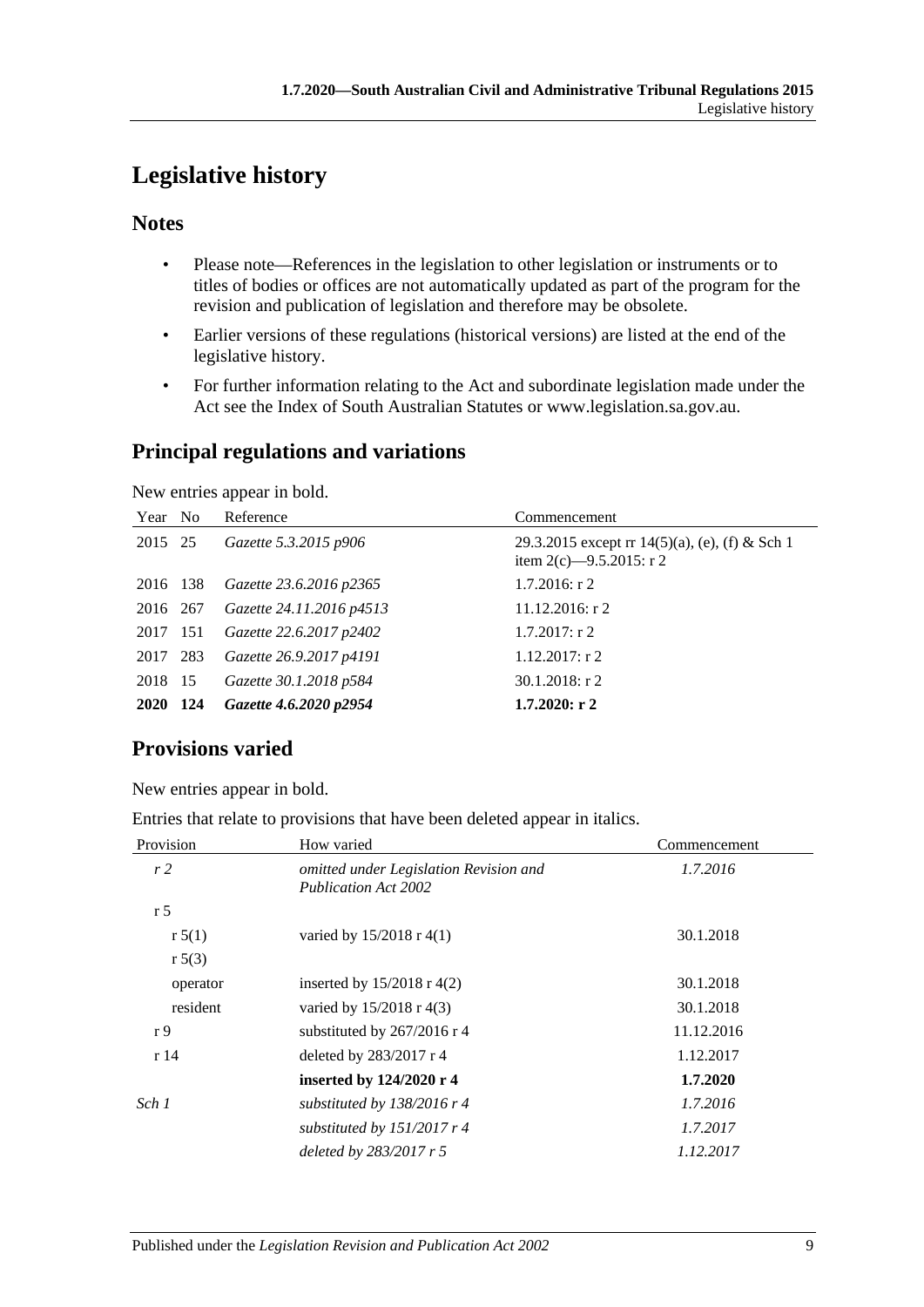# Legislative history

## Notes

- Please note—References in the legislation to other legislation or instruments or to titles of bodies or offices are not automatically updated as part of the program for the revision and publication of legislation and therefore may be obsolete.
- Earlier versions of these regulations (historical versions) are listed at the end of the legislative history.
- For further information relating to the Act and subordinate legislation made under the Act see the Index of South Australian Statutes or www.legislation.sa.gov.au.

## Principal regulations and variations

New entries appear in bold.

| Year | No | Reference | Commencement |
|---|---|---|---|
| 2015 | 25 | *Gazette 5.3.2015 p906* | 29.3.2015 except rr 14(5)(a), (e), (f) & Sch 1 item 2(c)—9.5.2015: r 2 |
| 2016 | 138 | *Gazette 23.6.2016 p2365* | 1.7.2016: r 2 |
| 2016 | 267 | *Gazette 24.11.2016 p4513* | 11.12.2016: r 2 |
| 2017 | 151 | *Gazette 22.6.2017 p2402* | 1.7.2017: r 2 |
| 2017 | 283 | *Gazette 26.9.2017 p4191* | 1.12.2017: r 2 |
| 2018 | 15 | *Gazette 30.1.2018 p584* | 30.1.2018: r 2 |
| **2020** | **124** | ***Gazette 4.6.2020 p2954*** | **1.7.2020: r 2** |

## Provisions varied

New entries appear in bold.

Entries that relate to provisions that have been deleted appear in italics.

| Provision | How varied | Commencement |
|---|---|---|
| *r 2* | *omitted under Legislation Revision and Publication Act 2002* | *1.7.2016* |
| r 5 | | |
| r 5(1) | varied by 15/2018 r 4(1) | 30.1.2018 |
| r 5(3) | | |
| operator | inserted by 15/2018 r 4(2) | 30.1.2018 |
| resident | varied by 15/2018 r 4(3) | 30.1.2018 |
| r 9 | substituted by 267/2016 r 4 | 11.12.2016 |
| r 14 | deleted by 283/2017 r 4 | 1.12.2017 |
| | **inserted by 124/2020 r 4** | **1.7.2020** |
| *Sch 1* | *substituted by 138/2016 r 4* | *1.7.2016* |
| | *substituted by 151/2017 r 4* | *1.7.2017* |
| | *deleted by 283/2017 r 5* | *1.12.2017* |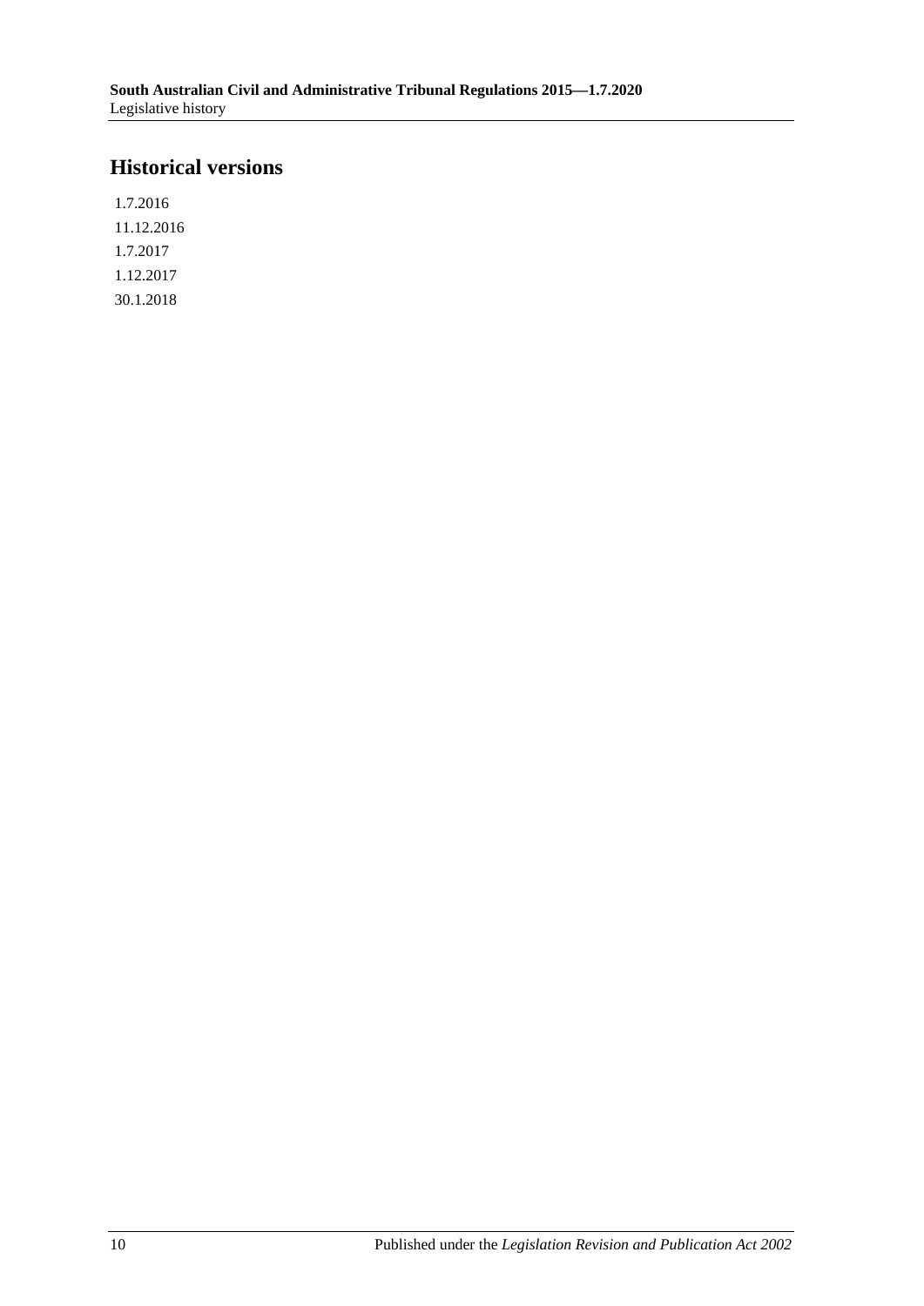## Historical versions

1.7.2016

11.12.2016

1.7.2017

1.12.2017

30.1.2018